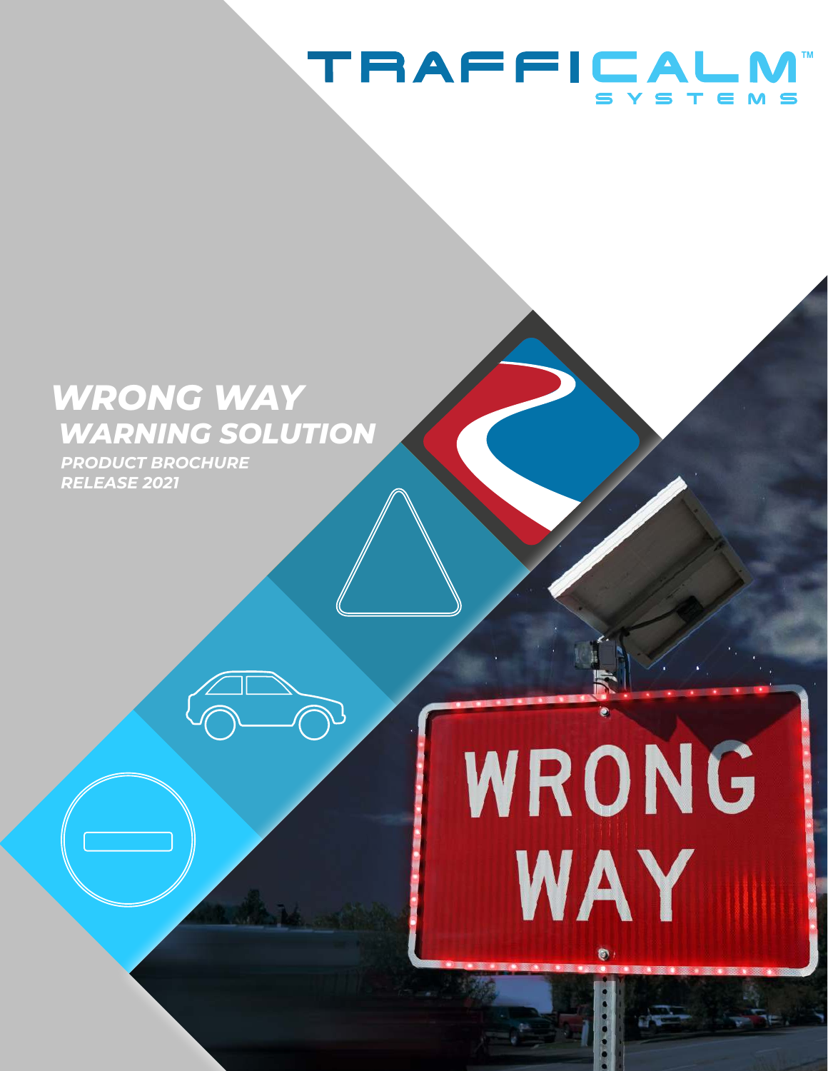TRAFFICALM™ SYSTEMS

# *WRONG WAY WARNING SOLUTION*

***PRODUCT BROCHURE***
***RELEASE 2021***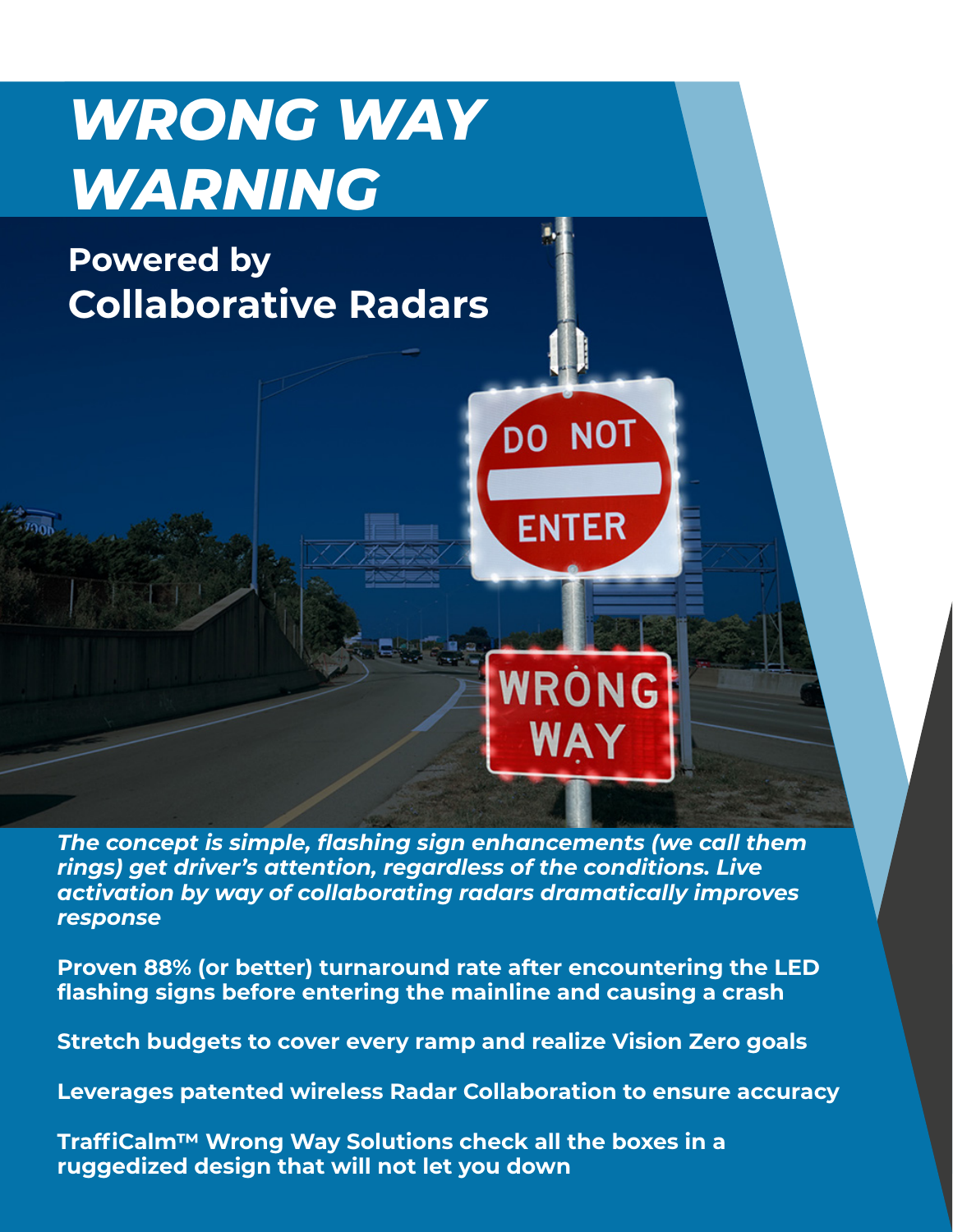# *WRONG WAY WARNING*

## Powered by Collaborative Radars

***The concept is simple, flashing sign enhancements (we call them rings) get driver's attention, regardless of the conditions. Live activation by way of collaborating radars dramatically improves response***

**Proven 88% (or better) turnaround rate after encountering the LED flashing signs before entering the mainline and causing a crash**

**Stretch budgets to cover every ramp and realize Vision Zero goals**

**Leverages patented wireless Radar Collaboration to ensure accuracy**

**TraffiCalm™ Wrong Way Solutions check all the boxes in a ruggedized design that will not let you down**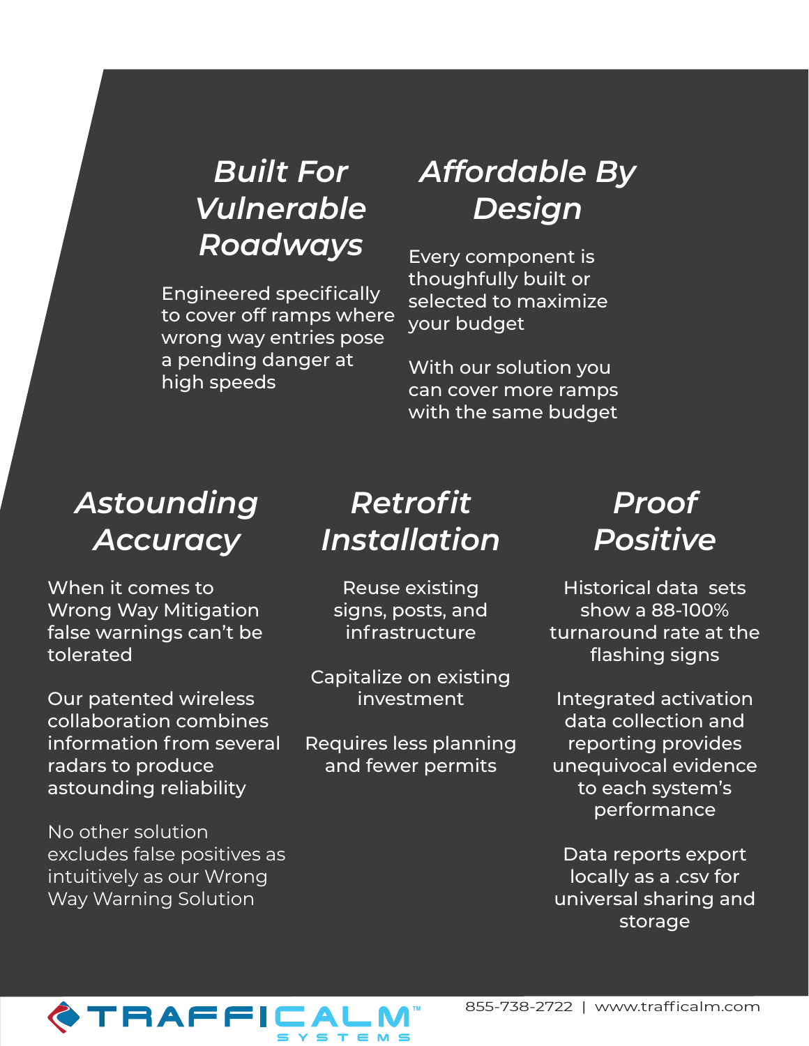## *Built For Vulnerable Roadways*

Engineered specifically to cover off ramps where wrong way entries pose a pending danger at high speeds

## *Affordable By Design*

Every component is thoughtfully built or selected to maximize your budget

With our solution you can cover more ramps with the same budget

## *Astounding Accuracy*

When it comes to Wrong Way Mitigation false warnings can't be tolerated

Our patented wireless collaboration combines information from several radars to produce astounding reliability

No other solution excludes false positives as intuitively as our Wrong Way Warning Solution

## *Retrofit Installation*

Reuse existing signs, posts, and infrastructure

Capitalize on existing investment

Requires less planning and fewer permits

## *Proof Positive*

Historical data sets show a 88-100% turnaround rate at the flashing signs

Integrated activation data collection and reporting provides unequivocal evidence to each system's performance

Data reports export locally as a .csv for universal sharing and storage

TRAFFICALM™ SYSTEMS

855-738-2722 | www.trafficalm.com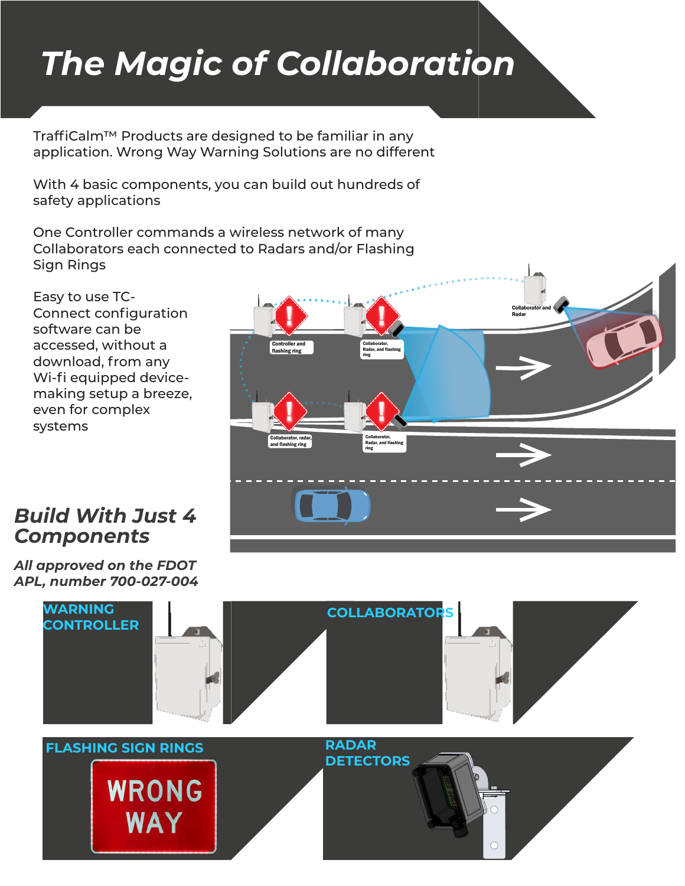# The Magic of Collaboration

TraffiCalm™ Products are designed to be familiar in any application. Wrong Way Warning Solutions are no different

With 4 basic components, you can build out hundreds of safety applications

One Controller commands a wireless network of many Collaborators each connected to Radars and/or Flashing Sign Rings

Easy to use TC-Connect configuration software can be accessed, without a download, from any Wi-fi equipped device- making setup a breeze, even for complex systems

Controller and flashing ring

Collaborator, Radar, and flashing ring

Collaborator and Radar

Collaborator, radar, and flashing ring

Collaborator, Radar, and flashing ring

## *Build With Just 4 Components*

***All approved on the FDOT APL, number 700-027-004***

**WARNING CONTROLLER**

**COLLABORATORS**

**FLASHING SIGN RINGS**

WRONG WAY

**RADAR DETECTORS**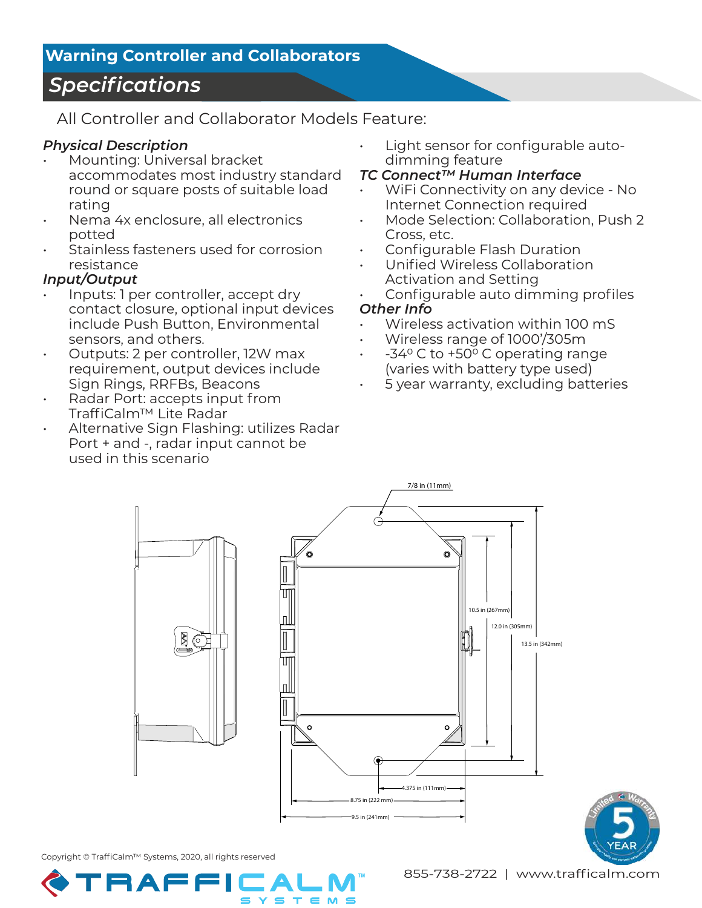# Warning Controller and Collaborators

## Specifications

All Controller and Collaborator Models Feature:

### *Physical Description*

- Mounting: Universal bracket accommodates most industry standard round or square posts of suitable load rating
- Nema 4x enclosure, all electronics potted
- Stainless fasteners used for corrosion resistance

### *Input/Output*

- Inputs: 1 per controller, accept dry contact closure, optional input devices include Push Button, Environmental sensors, and others.
- Outputs: 2 per controller, 12W max requirement, output devices include Sign Rings, RRFBs, Beacons
- Radar Port: accepts input from TraffiCalm™ Lite Radar
- Alternative Sign Flashing: utilizes Radar Port + and -, radar input cannot be used in this scenario
- Light sensor for configurable auto-dimming feature

### *TC Connect™ Human Interface*

- WiFi Connectivity on any device - No Internet Connection required
- Mode Selection: Collaboration, Push 2 Cross, etc.
- Configurable Flash Duration
- Unified Wireless Collaboration Activation and Setting
- Configurable auto dimming profiles

### *Other Info*

- Wireless activation within 100 mS
- Wireless range of 1000'/305m
- -34º C to +50º C operating range (varies with battery type used)
- 5 year warranty, excluding batteries

7/8 in (11mm)

10.5 in (267mm)

12.0 in (305mm)

13.5 in (342mm)

4.375 in (111mm)

8.75 in (222 mm)

9.5 in (241mm)

Copyright © TraffiCalm™ Systems, 2020, all rights reserved

855-738-2722 | www.trafficalm.com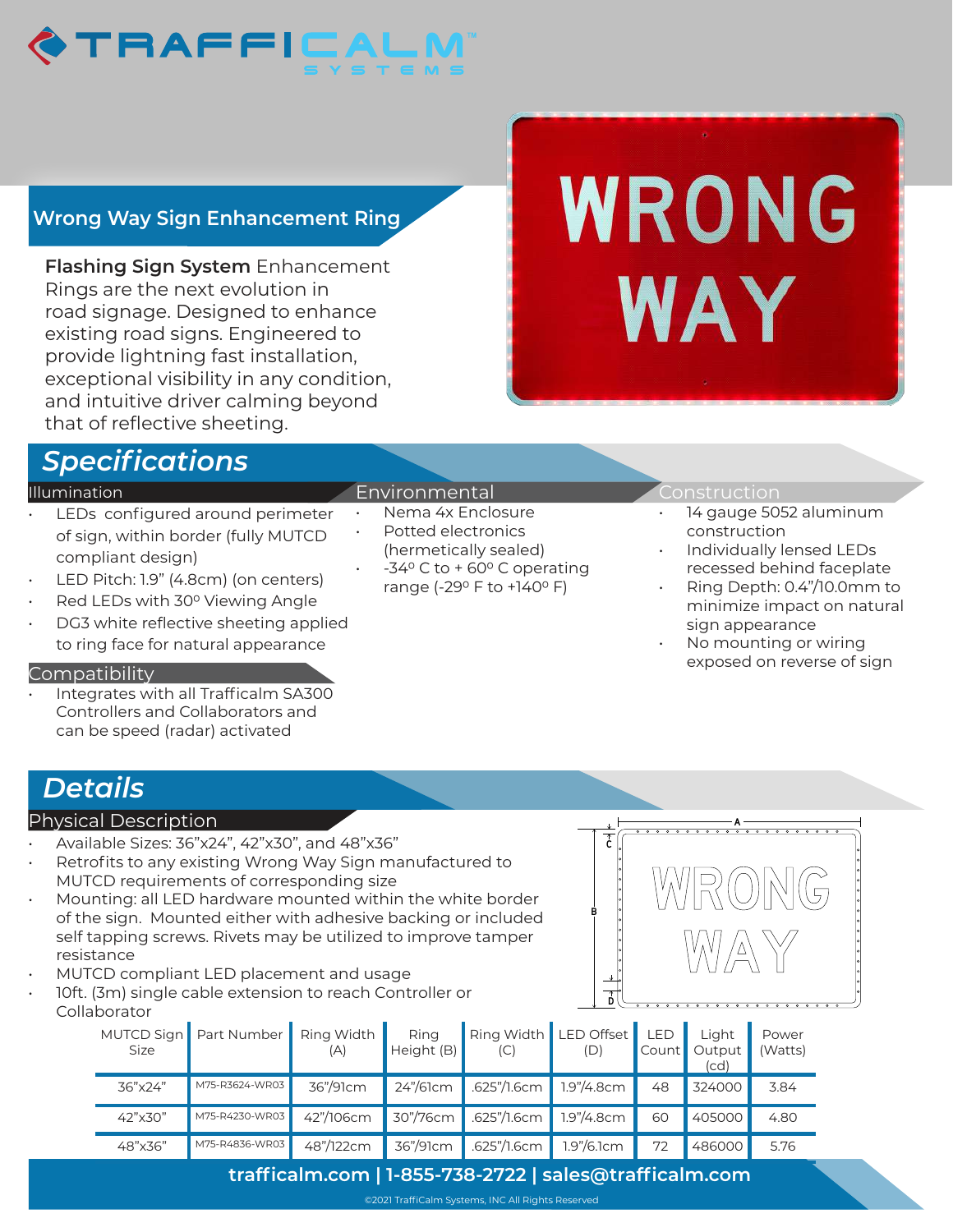# TRAFFICALM SYSTEMS

## Wrong Way Sign Enhancement Ring

**Flashing Sign System** Enhancement Rings are the next evolution in road signage. Designed to enhance existing road signs. Engineered to provide lightning fast installation, exceptional visibility in any condition, and intuitive driver calming beyond that of reflective sheeting.

## *Specifications*

### Illumination

- LEDs configured around perimeter of sign, within border (fully MUTCD compliant design)
- LED Pitch: 1.9" (4.8cm) (on centers)
- Red LEDs with 30º Viewing Angle
- DG3 white reflective sheeting applied to ring face for natural appearance

### Compatibility

- Integrates with all Trafficalm SA300 Controllers and Collaborators and can be speed (radar) activated

### Environmental

- Nema 4x Enclosure
- Potted electronics (hermetically sealed)
- -34º C to + 60º C operating range (-29º F to +140º F)

### Construction

- 14 gauge 5052 aluminum construction
- Individually lensed LEDs recessed behind faceplate
- Ring Depth: 0.4"/10.0mm to minimize impact on natural sign appearance
- No mounting or wiring exposed on reverse of sign

## *Details*

### Physical Description

- Available Sizes: 36"x24", 42"x30", and 48"x36"
- Retrofits to any existing Wrong Way Sign manufactured to MUTCD requirements of corresponding size
- Mounting: all LED hardware mounted within the white border of the sign. Mounted either with adhesive backing or included self tapping screws. Rivets may be utilized to improve tamper resistance
- MUTCD compliant LED placement and usage
- 10ft. (3m) single cable extension to reach Controller or Collaborator

| MUTCD Sign Size | Part Number | Ring Width (A) | Ring Height (B) | Ring Width (C) | LED Offset (D) | LED Count | Light Output (cd) | Power (Watts) |
|---|---|---|---|---|---|---|---|---|
| 36"x24" | M75-R3624-WR03 | 36"/91cm | 24"/61cm | .625"/1.6cm | 1.9"/4.8cm | 48 | 324000 | 3.84 |
| 42"x30" | M75-R4230-WR03 | 42"/106cm | 30"/76cm | .625"/1.6cm | 1.9"/4.8cm | 60 | 405000 | 4.80 |
| 48"x36" | M75-R4836-WR03 | 48"/122cm | 36"/91cm | .625"/1.6cm | 1.9"/6.1cm | 72 | 486000 | 5.76 |

trafficalm.com | 1-855-738-2722 | sales@trafficalm.com

©2021 TraffiCalm Systems, INC All Rights Reserved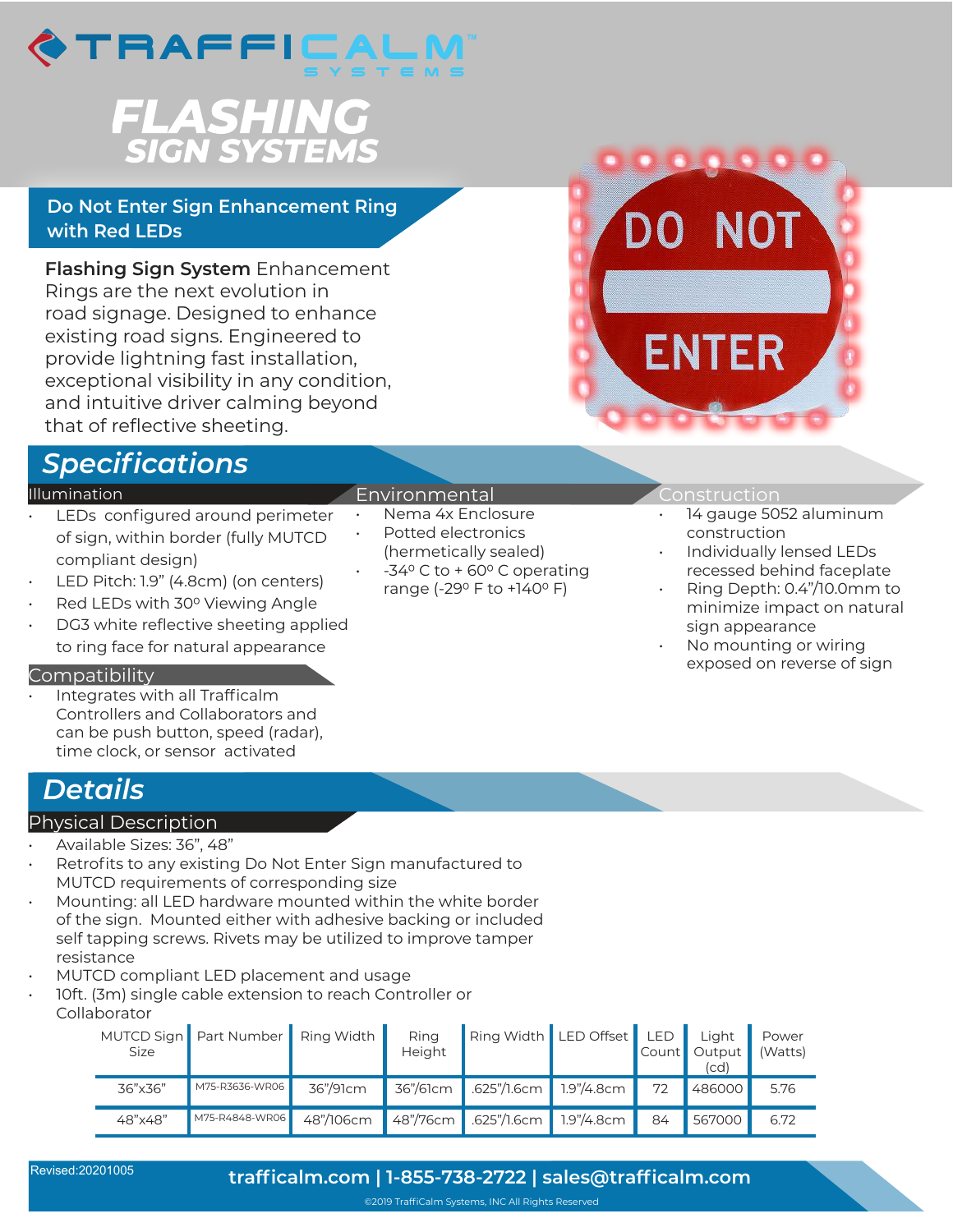TRAFFICALM SYSTEMS

# FLASHING SIGN SYSTEMS

## Do Not Enter Sign Enhancement Ring with Red LEDs

**Flashing Sign System** Enhancement Rings are the next evolution in road signage. Designed to enhance existing road signs. Engineered to provide lightning fast installation, exceptional visibility in any condition, and intuitive driver calming beyond that of reflective sheeting.

## Specifications

### Illumination

- LEDs configured around perimeter of sign, within border (fully MUTCD compliant design)
- LED Pitch: 1.9" (4.8cm) (on centers)
- Red LEDs with 30º Viewing Angle
- DG3 white reflective sheeting applied to ring face for natural appearance

### Compatibility

- Integrates with all Trafficalm Controllers and Collaborators and can be push button, speed (radar), time clock, or sensor activated

### Environmental

- Nema 4x Enclosure
- Potted electronics (hermetically sealed)
- -34º C to + 60º C operating range (-29º F to +140º F)

### Construction

- 14 gauge 5052 aluminum construction
- Individually lensed LEDs recessed behind faceplate
- Ring Depth: 0.4"/10.0mm to minimize impact on natural sign appearance
- No mounting or wiring exposed on reverse of sign

## Details

### Physical Description

- Available Sizes: 36", 48"
- Retrofits to any existing Do Not Enter Sign manufactured to MUTCD requirements of corresponding size
- Mounting: all LED hardware mounted within the white border of the sign. Mounted either with adhesive backing or included self tapping screws. Rivets may be utilized to improve tamper resistance
- MUTCD compliant LED placement and usage
- 10ft. (3m) single cable extension to reach Controller or Collaborator

| MUTCD Sign Size | Part Number | Ring Width | Ring Height | Ring Width | LED Offset | LED Count | Light Output (cd) | Power (Watts) |
|---|---|---|---|---|---|---|---|---|
| 36"x36" | M75-R3636-WR06 | 36"/91cm | 36"/61cm | .625"/1.6cm | 1.9"/4.8cm | 72 | 486000 | 5.76 |
| 48"x48" | M75-R4848-WR06 | 48"/106cm | 48"/76cm | .625"/1.6cm | 1.9"/4.8cm | 84 | 567000 | 6.72 |

Revised:20201005

trafficalm.com | 1-855-738-2722 | sales@trafficalm.com

©2019 TraffiCalm Systems, INC All Rights Reserved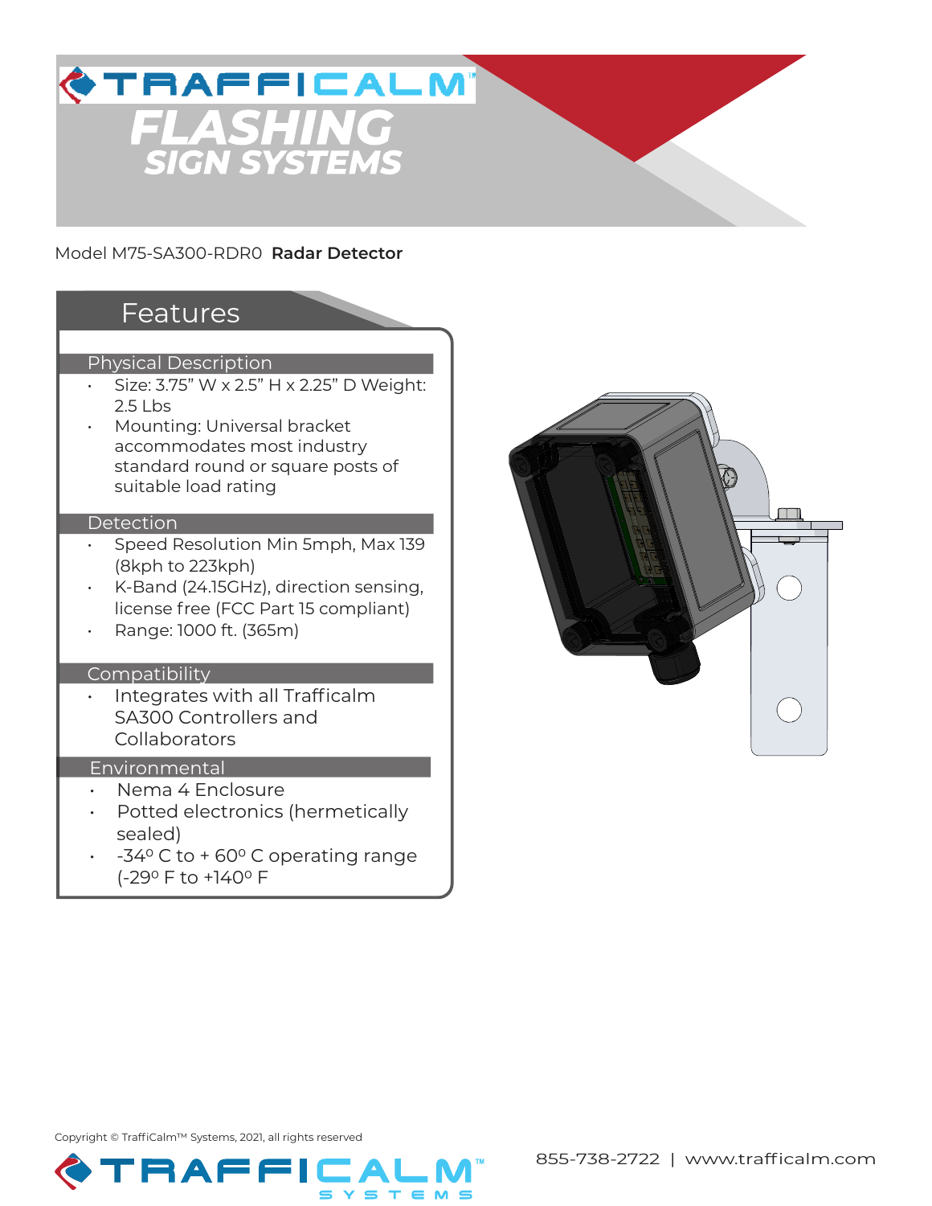# TRAFFICALM FLASHING SIGN SYSTEMS

Model M75-SA300-RDR0 **Radar Detector**

## Features

### Physical Description

- Size: 3.75" W x 2.5" H x 2.25" D Weight: 2.5 Lbs
- Mounting: Universal bracket accommodates most industry standard round or square posts of suitable load rating

### Detection

- Speed Resolution Min 5mph, Max 139 (8kph to 223kph)
- K-Band (24.15GHz), direction sensing, license free (FCC Part 15 compliant)
- Range: 1000 ft. (365m)

### Compatibility

- Integrates with all Trafficalm SA300 Controllers and Collaborators

### Environmental

- Nema 4 Enclosure
- Potted electronics (hermetically sealed)
- -34º C to + 60º C operating range (-29º F to +140º F

Copyright © TraffiCalm™ Systems, 2021, all rights reserved

TRAFFICALM SYSTEMS

855-738-2722 | www.trafficalm.com